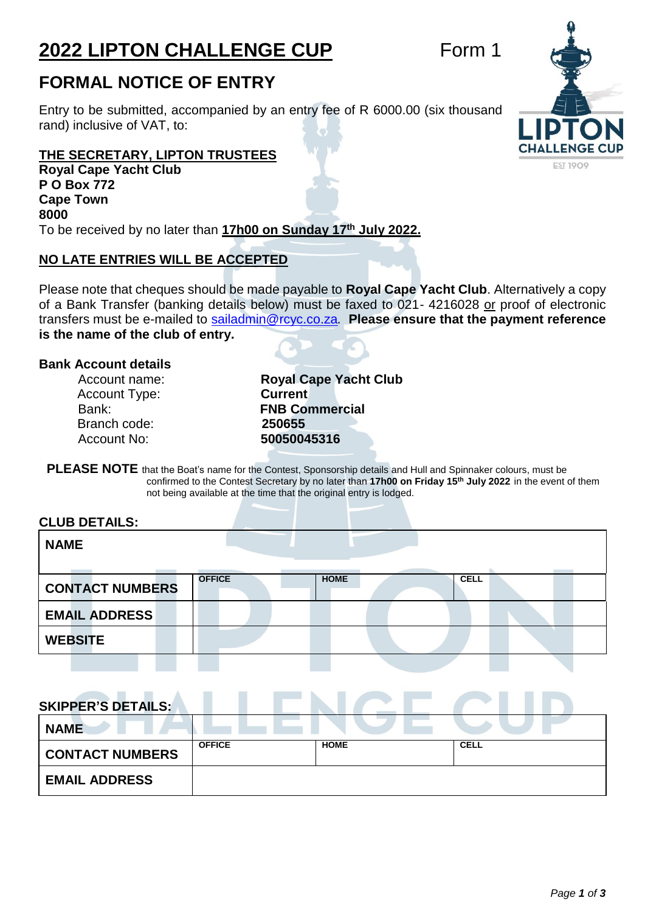# 2022 LIPTON CHALLENGE CUP

Form 1

## FORMAL NOTICE OF ENTRY

Entry to be submitted, accompanied by an entry fee of R 6000.00 (six thousand rand) inclusive of VAT, to:

**THE SECRETARY, LIPTON TRUSTEES**
**Royal Cape Yacht Club**
**P O Box 772**
**Cape Town**
**8000**

To be received by no later than **17h00 on Sunday 17th July 2022.**

**NO LATE ENTRIES WILL BE ACCEPTED**

Please note that cheques should be made payable to **Royal Cape Yacht Club**. Alternatively a copy of a Bank Transfer (banking details below) must be faxed to 021- 4216028 or proof of electronic transfers must be e-mailed to sailadmin@rcyc.co.za. **Please ensure that the payment reference is the name of the club of entry.**

**Bank Account details**

| | |
|---|---|
| Account name: | **Royal Cape Yacht Club** |
| Account Type: | **Current** |
| Bank: | **FNB Commercial** |
| Branch code: | **250655** |
| Account No: | **50050045316** |

**PLEASE NOTE** that the Boat's name for the Contest, Sponsorship details and Hull and Spinnaker colours, must be confirmed to the Contest Secretary by no later than **17h00 on Friday 15th July 2022** in the event of them not being available at the time that the original entry is lodged.

**CLUB DETAILS:**

| **NAME** | | | |
|---|---|---|---|
| **CONTACT NUMBERS** | OFFICE | HOME | CELL |
| **EMAIL ADDRESS** | | | |
| **WEBSITE** | | | |

**SKIPPER'S DETAILS:**

| **NAME** | | | |
|---|---|---|---|
| **CONTACT NUMBERS** | OFFICE | HOME | CELL |
| **EMAIL ADDRESS** | | | |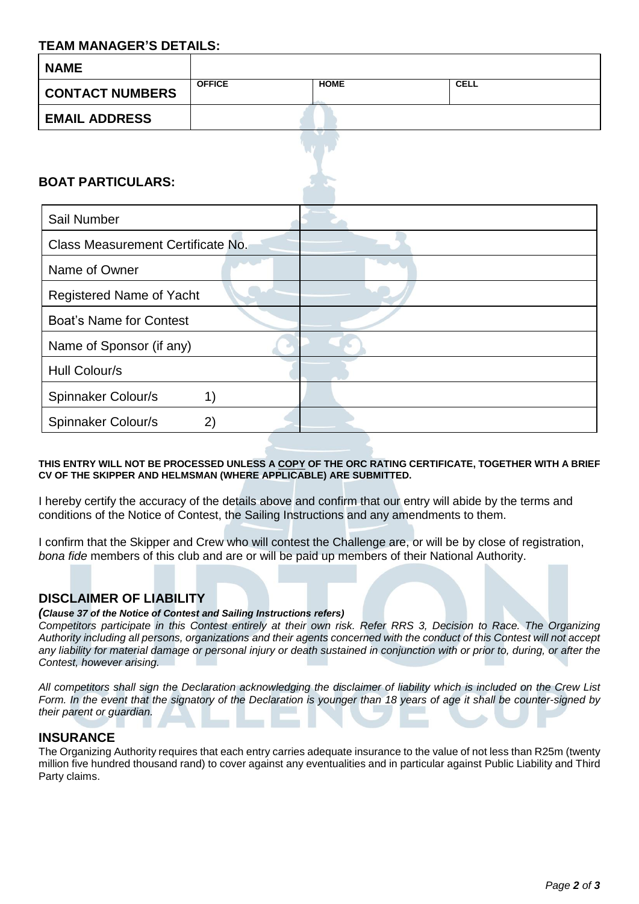## TEAM MANAGER'S DETAILS:

| **NAME** | | | |
|---|---|---|---|
| **CONTACT NUMBERS** | **OFFICE** | **HOME** | **CELL** |
| **EMAIL ADDRESS** | | | |

## BOAT PARTICULARS:

| Sail Number | |
|---|---|
| Class Measurement Certificate No. | |
| Name of Owner | |
| Registered Name of Yacht | |
| Boat's Name for Contest | |
| Name of Sponsor (if any) | |
| Hull Colour/s | |
| Spinnaker Colour/s 1) | |
| Spinnaker Colour/s 2) | |

**THIS ENTRY WILL NOT BE PROCESSED UNLESS A COPY OF THE ORC RATING CERTIFICATE, TOGETHER WITH A BRIEF CV OF THE SKIPPER AND HELMSMAN (WHERE APPLICABLE) ARE SUBMITTED.**

I hereby certify the accuracy of the details above and confirm that our entry will abide by the terms and conditions of the Notice of Contest, the Sailing Instructions and any amendments to them.

I confirm that the Skipper and Crew who will contest the Challenge are, or will be by close of registration, *bona fide* members of this club and are or will be paid up members of their National Authority.

## DISCLAIMER OF LIABILITY

***(Clause 37 of the Notice of Contest and Sailing Instructions refers)***

*Competitors participate in this Contest entirely at their own risk. Refer RRS 3, Decision to Race. The Organizing Authority including all persons, organizations and their agents concerned with the conduct of this Contest will not accept any liability for material damage or personal injury or death sustained in conjunction with or prior to, during, or after the Contest, however arising.*

*All competitors shall sign the Declaration acknowledging the disclaimer of liability which is included on the Crew List Form. In the event that the signatory of the Declaration is younger than 18 years of age it shall be counter-signed by their parent or guardian.*

## INSURANCE

The Organizing Authority requires that each entry carries adequate insurance to the value of not less than R25m (twenty million five hundred thousand rand) to cover against any eventualities and in particular against Public Liability and Third Party claims.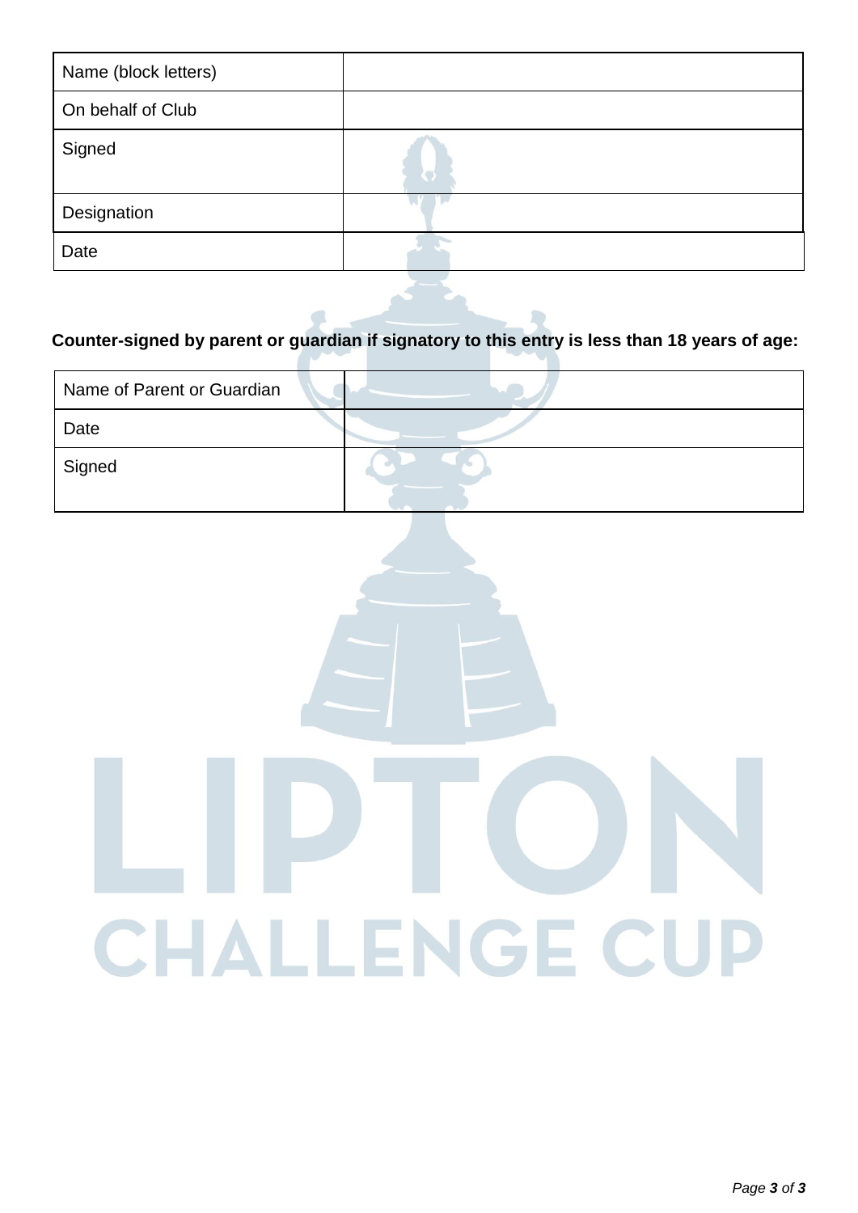| | |
|---|---|
| Name (block letters) | |
| On behalf of Club | |
| Signed | |
| Designation | |
| Date | |

**Counter-signed by parent or guardian if signatory to this entry is less than 18 years of age:**

| | |
|---|---|
| Name of Parent or Guardian | |
| Date | |
| Signed | |